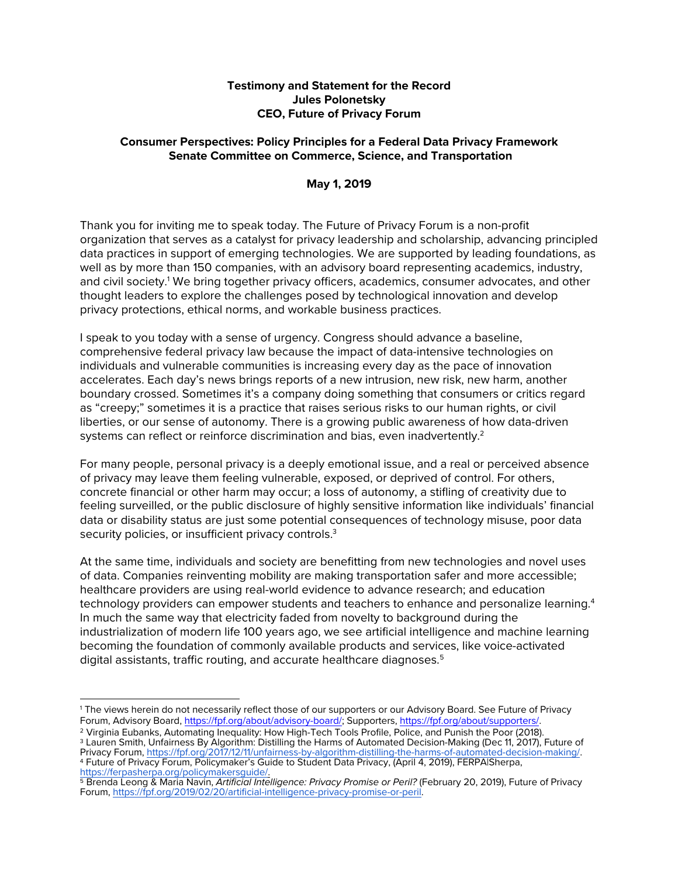**Testimony and Statement for the Record**
**Jules Polonetsky**
**CEO, Future of Privacy Forum**

**Consumer Perspectives: Policy Principles for a Federal Data Privacy Framework**
**Senate Committee on Commerce, Science, and Transportation**

**May 1, 2019**

Thank you for inviting me to speak today. The Future of Privacy Forum is a non-profit organization that serves as a catalyst for privacy leadership and scholarship, advancing principled data practices in support of emerging technologies. We are supported by leading foundations, as well as by more than 150 companies, with an advisory board representing academics, industry, and civil society.[1] We bring together privacy officers, academics, consumer advocates, and other thought leaders to explore the challenges posed by technological innovation and develop privacy protections, ethical norms, and workable business practices.

I speak to you today with a sense of urgency. Congress should advance a baseline, comprehensive federal privacy law because the impact of data-intensive technologies on individuals and vulnerable communities is increasing every day as the pace of innovation accelerates. Each day's news brings reports of a new intrusion, new risk, new harm, another boundary crossed. Sometimes it's a company doing something that consumers or critics regard as "creepy;" sometimes it is a practice that raises serious risks to our human rights, or civil liberties, or our sense of autonomy. There is a growing public awareness of how data-driven systems can reflect or reinforce discrimination and bias, even inadvertently.[2]

For many people, personal privacy is a deeply emotional issue, and a real or perceived absence of privacy may leave them feeling vulnerable, exposed, or deprived of control. For others, concrete financial or other harm may occur; a loss of autonomy, a stifling of creativity due to feeling surveilled, or the public disclosure of highly sensitive information like individuals' financial data or disability status are just some potential consequences of technology misuse, poor data security policies, or insufficient privacy controls.[3]

At the same time, individuals and society are benefitting from new technologies and novel uses of data. Companies reinventing mobility are making transportation safer and more accessible; healthcare providers are using real-world evidence to advance research; and education technology providers can empower students and teachers to enhance and personalize learning.[4] In much the same way that electricity faded from novelty to background during the industrialization of modern life 100 years ago, we see artificial intelligence and machine learning becoming the foundation of commonly available products and services, like voice-activated digital assistants, traffic routing, and accurate healthcare diagnoses.[5]

---

[1] The views herein do not necessarily reflect those of our supporters or our Advisory Board. See Future of Privacy Forum, Advisory Board, https://fpf.org/about/advisory-board/; Supporters, https://fpf.org/about/supporters/.

[2] Virginia Eubanks, Automating Inequality: How High-Tech Tools Profile, Police, and Punish the Poor (2018).

[3] Lauren Smith, Unfairness By Algorithm: Distilling the Harms of Automated Decision-Making (Dec 11, 2017), Future of Privacy Forum, https://fpf.org/2017/12/11/unfairness-by-algorithm-distilling-the-harms-of-automated-decision-making/.

[4] Future of Privacy Forum, Policymaker's Guide to Student Data Privacy, (April 4, 2019), FERPA|Sherpa, https://ferpasherpa.org/policymakersguide/.

[5] Brenda Leong & Maria Navin, *Artificial Intelligence: Privacy Promise or Peril?* (February 20, 2019), Future of Privacy Forum, https://fpf.org/2019/02/20/artificial-intelligence-privacy-promise-or-peril.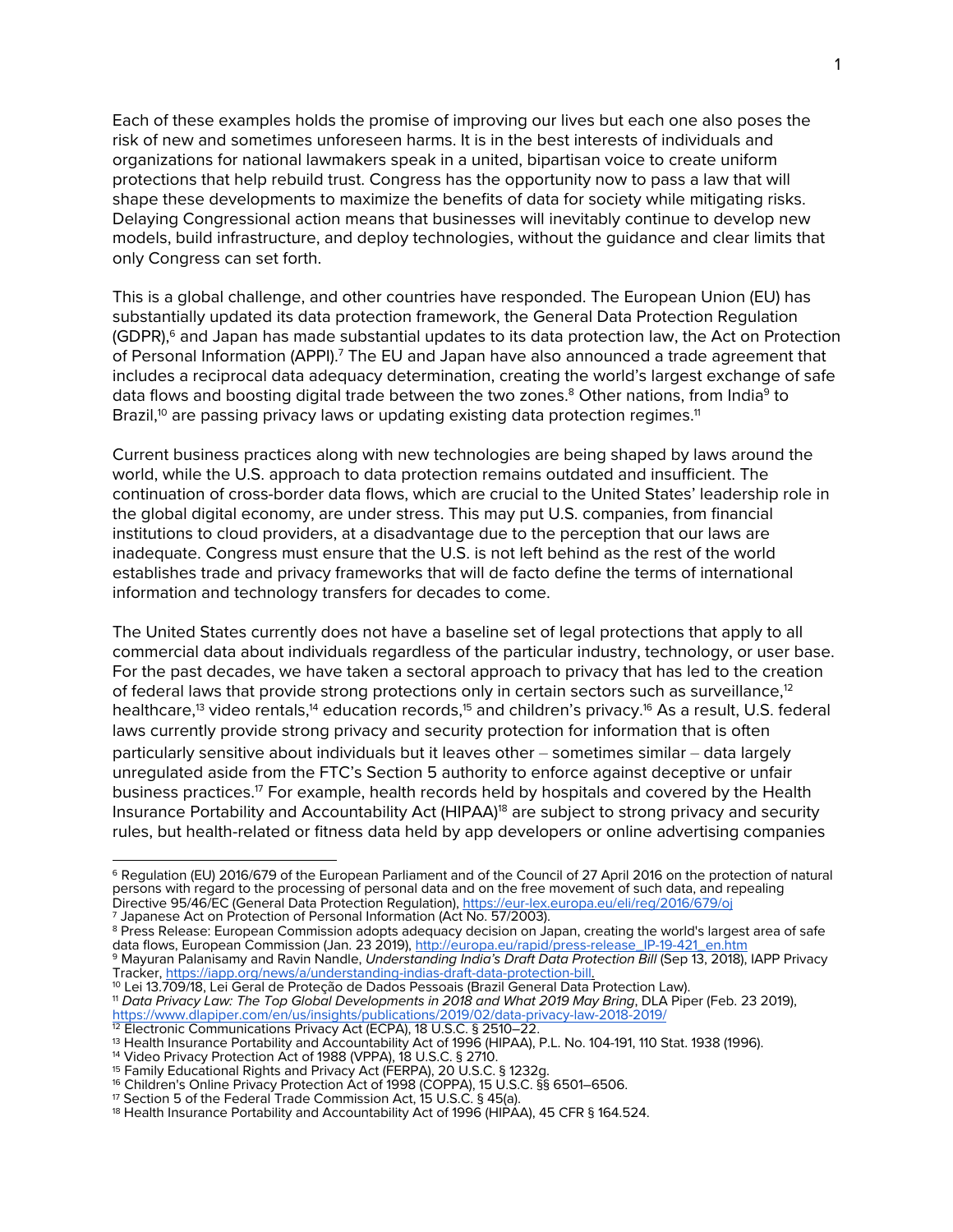Each of these examples holds the promise of improving our lives but each one also poses the risk of new and sometimes unforeseen harms. It is in the best interests of individuals and organizations for national lawmakers speak in a united, bipartisan voice to create uniform protections that help rebuild trust. Congress has the opportunity now to pass a law that will shape these developments to maximize the benefits of data for society while mitigating risks. Delaying Congressional action means that businesses will inevitably continue to develop new models, build infrastructure, and deploy technologies, without the guidance and clear limits that only Congress can set forth.

This is a global challenge, and other countries have responded. The European Union (EU) has substantially updated its data protection framework, the General Data Protection Regulation (GDPR),[6] and Japan has made substantial updates to its data protection law, the Act on Protection of Personal Information (APPI).[7] The EU and Japan have also announced a trade agreement that includes a reciprocal data adequacy determination, creating the world's largest exchange of safe data flows and boosting digital trade between the two zones.[8] Other nations, from India[9] to Brazil,[10] are passing privacy laws or updating existing data protection regimes.[11]

Current business practices along with new technologies are being shaped by laws around the world, while the U.S. approach to data protection remains outdated and insufficient. The continuation of cross-border data flows, which are crucial to the United States' leadership role in the global digital economy, are under stress. This may put U.S. companies, from financial institutions to cloud providers, at a disadvantage due to the perception that our laws are inadequate. Congress must ensure that the U.S. is not left behind as the rest of the world establishes trade and privacy frameworks that will de facto define the terms of international information and technology transfers for decades to come.

The United States currently does not have a baseline set of legal protections that apply to all commercial data about individuals regardless of the particular industry, technology, or user base. For the past decades, we have taken a sectoral approach to privacy that has led to the creation of federal laws that provide strong protections only in certain sectors such as surveillance,[12] healthcare,[13] video rentals,[14] education records,[15] and children's privacy.[16] As a result, U.S. federal laws currently provide strong privacy and security protection for information that is often particularly sensitive about individuals but it leaves other – sometimes similar – data largely unregulated aside from the FTC's Section 5 authority to enforce against deceptive or unfair business practices.[17] For example, health records held by hospitals and covered by the Health Insurance Portability and Accountability Act (HIPAA)[18] are subject to strong privacy and security rules, but health-related or fitness data held by app developers or online advertising companies

---

[6] Regulation (EU) 2016/679 of the European Parliament and of the Council of 27 April 2016 on the protection of natural persons with regard to the processing of personal data and on the free movement of such data, and repealing Directive 95/46/EC (General Data Protection Regulation), https://eur-lex.europa.eu/eli/reg/2016/679/oj

[7] Japanese Act on Protection of Personal Information (Act No. 57/2003).

[8] Press Release: European Commission adopts adequacy decision on Japan, creating the world's largest area of safe data flows, European Commission (Jan. 23 2019), http://europa.eu/rapid/press-release_IP-19-421_en.htm

[9] Mayuran Palanisamy and Ravin Nandle, *Understanding India's Draft Data Protection Bill* (Sep 13, 2018), IAPP Privacy Tracker, https://iapp.org/news/a/understanding-indias-draft-data-protection-bill.

[10] Lei 13.709/18, Lei Geral de Proteção de Dados Pessoais (Brazil General Data Protection Law).

[11] *Data Privacy Law: The Top Global Developments in 2018 and What 2019 May Bring*, DLA Piper (Feb. 23 2019), https://www.dlapiper.com/en/us/insights/publications/2019/02/data-privacy-law-2018-2019/

[12] Electronic Communications Privacy Act (ECPA), 18 U.S.C. § 2510–22.

[13] Health Insurance Portability and Accountability Act of 1996 (HIPAA), P.L. No. 104-191, 110 Stat. 1938 (1996).

[14] Video Privacy Protection Act of 1988 (VPPA), 18 U.S.C. § 2710.

[15] Family Educational Rights and Privacy Act (FERPA), 20 U.S.C. § 1232g.

[16] Children's Online Privacy Protection Act of 1998 (COPPA), 15 U.S.C. §§ 6501–6506.

[17] Section 5 of the Federal Trade Commission Act, 15 U.S.C. § 45(a).

[18] Health Insurance Portability and Accountability Act of 1996 (HIPAA), 45 CFR § 164.524.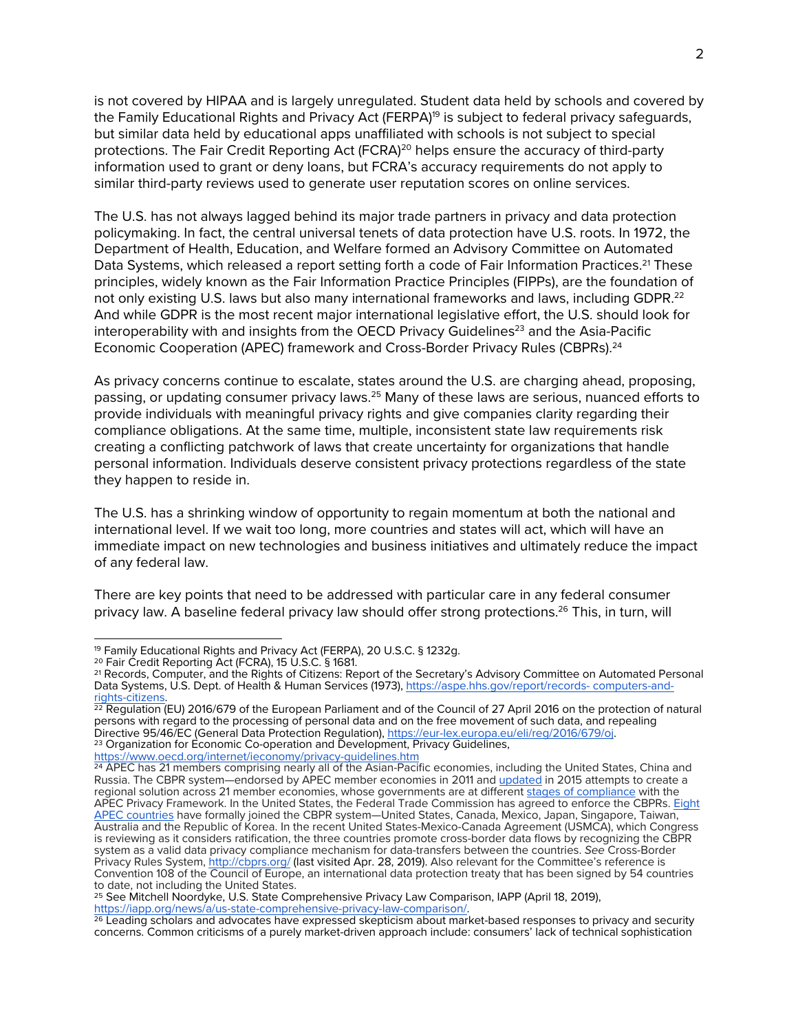is not covered by HIPAA and is largely unregulated. Student data held by schools and covered by the Family Educational Rights and Privacy Act (FERPA)[19] is subject to federal privacy safeguards, but similar data held by educational apps unaffiliated with schools is not subject to special protections. The Fair Credit Reporting Act (FCRA)[20] helps ensure the accuracy of third-party information used to grant or deny loans, but FCRA's accuracy requirements do not apply to similar third-party reviews used to generate user reputation scores on online services.

The U.S. has not always lagged behind its major trade partners in privacy and data protection policymaking. In fact, the central universal tenets of data protection have U.S. roots. In 1972, the Department of Health, Education, and Welfare formed an Advisory Committee on Automated Data Systems, which released a report setting forth a code of Fair Information Practices.[21] These principles, widely known as the Fair Information Practice Principles (FIPPs), are the foundation of not only existing U.S. laws but also many international frameworks and laws, including GDPR.[22] And while GDPR is the most recent major international legislative effort, the U.S. should look for interoperability with and insights from the OECD Privacy Guidelines[23] and the Asia-Pacific Economic Cooperation (APEC) framework and Cross-Border Privacy Rules (CBPRs).[24]

As privacy concerns continue to escalate, states around the U.S. are charging ahead, proposing, passing, or updating consumer privacy laws.[25] Many of these laws are serious, nuanced efforts to provide individuals with meaningful privacy rights and give companies clarity regarding their compliance obligations. At the same time, multiple, inconsistent state law requirements risk creating a conflicting patchwork of laws that create uncertainty for organizations that handle personal information. Individuals deserve consistent privacy protections regardless of the state they happen to reside in.

The U.S. has a shrinking window of opportunity to regain momentum at both the national and international level. If we wait too long, more countries and states will act, which will have an immediate impact on new technologies and business initiatives and ultimately reduce the impact of any federal law.

There are key points that need to be addressed with particular care in any federal consumer privacy law. A baseline federal privacy law should offer strong protections.[26] This, in turn, will

---

[19] Family Educational Rights and Privacy Act (FERPA), 20 U.S.C. § 1232g.

[20] Fair Credit Reporting Act (FCRA), 15 U.S.C. § 1681.

[21] Records, Computer, and the Rights of Citizens: Report of the Secretary's Advisory Committee on Automated Personal Data Systems, U.S. Dept. of Health & Human Services (1973), https://aspe.hhs.gov/report/records- computers-and-rights-citizens.

[22] Regulation (EU) 2016/679 of the European Parliament and of the Council of 27 April 2016 on the protection of natural persons with regard to the processing of personal data and on the free movement of such data, and repealing Directive 95/46/EC (General Data Protection Regulation), https://eur-lex.europa.eu/eli/reg/2016/679/oj.

[23] Organization for Economic Co-operation and Development, Privacy Guidelines, https://www.oecd.org/internet/ieconomy/privacy-guidelines.htm

[24] APEC has 21 members comprising nearly all of the Asian-Pacific economies, including the United States, China and Russia. The CBPR system—endorsed by APEC member economies in 2011 and updated in 2015 attempts to create a regional solution across 21 member economies, whose governments are at different stages of compliance with the APEC Privacy Framework. In the United States, the Federal Trade Commission has agreed to enforce the CBPRs. Eight APEC countries have formally joined the CBPR system—United States, Canada, Mexico, Japan, Singapore, Taiwan, Australia and the Republic of Korea. In the recent United States-Mexico-Canada Agreement (USMCA), which Congress is reviewing as it considers ratification, the three countries promote cross-border data flows by recognizing the CBPR system as a valid data privacy compliance mechanism for data-transfers between the countries. *See* Cross-Border Privacy Rules System, http://cbprs.org/ (last visited Apr. 28, 2019). Also relevant for the Committee's reference is Convention 108 of the Council of Europe, an international data protection treaty that has been signed by 54 countries to date, not including the United States.

[25] See Mitchell Noordyke, U.S. State Comprehensive Privacy Law Comparison, IAPP (April 18, 2019), https://iapp.org/news/a/us-state-comprehensive-privacy-law-comparison/.

[26] Leading scholars and advocates have expressed skepticism about market-based responses to privacy and security concerns. Common criticisms of a purely market-driven approach include: consumers' lack of technical sophistication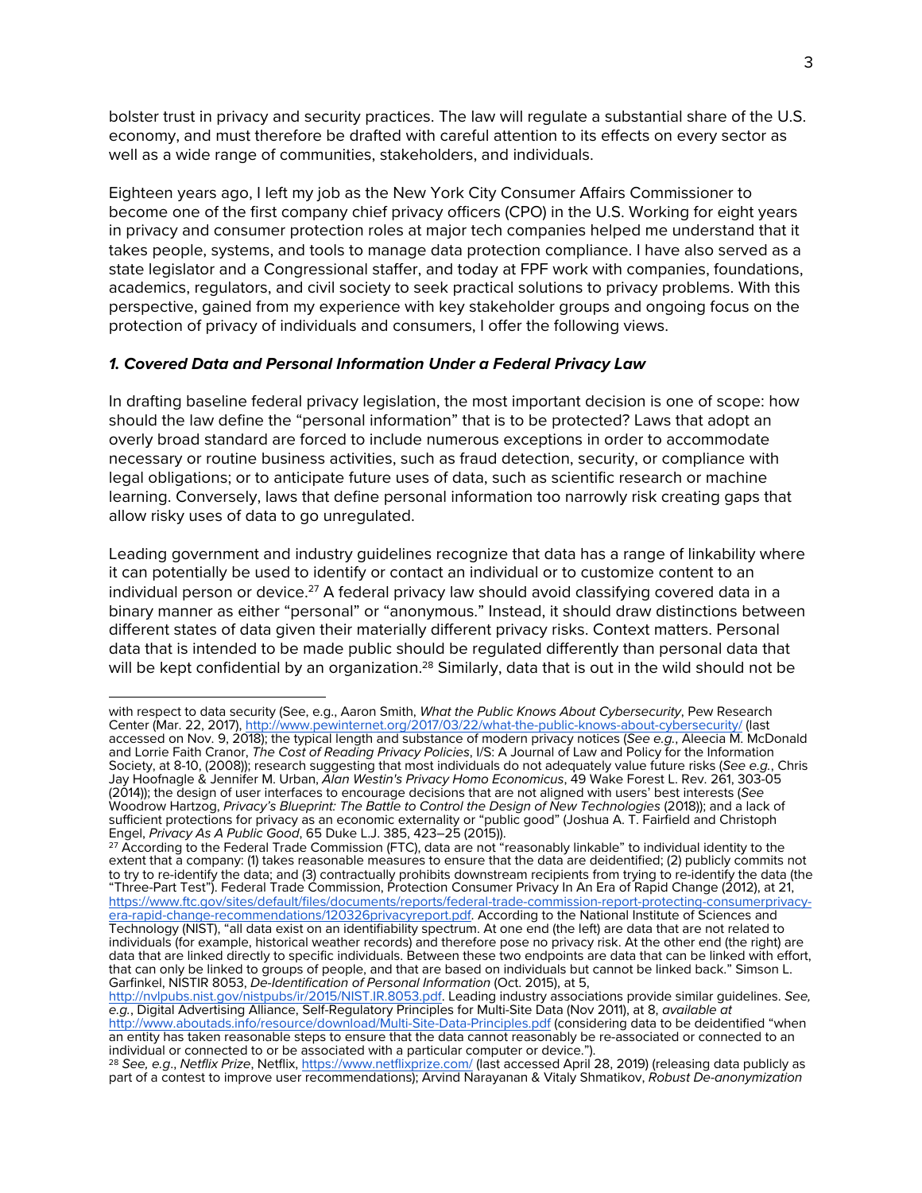bolster trust in privacy and security practices. The law will regulate a substantial share of the U.S. economy, and must therefore be drafted with careful attention to its effects on every sector as well as a wide range of communities, stakeholders, and individuals.

Eighteen years ago, I left my job as the New York City Consumer Affairs Commissioner to become one of the first company chief privacy officers (CPO) in the U.S. Working for eight years in privacy and consumer protection roles at major tech companies helped me understand that it takes people, systems, and tools to manage data protection compliance. I have also served as a state legislator and a Congressional staffer, and today at FPF work with companies, foundations, academics, regulators, and civil society to seek practical solutions to privacy problems. With this perspective, gained from my experience with key stakeholder groups and ongoing focus on the protection of privacy of individuals and consumers, I offer the following views.

### *1. Covered Data and Personal Information Under a Federal Privacy Law*

In drafting baseline federal privacy legislation, the most important decision is one of scope: how should the law define the "personal information" that is to be protected? Laws that adopt an overly broad standard are forced to include numerous exceptions in order to accommodate necessary or routine business activities, such as fraud detection, security, or compliance with legal obligations; or to anticipate future uses of data, such as scientific research or machine learning. Conversely, laws that define personal information too narrowly risk creating gaps that allow risky uses of data to go unregulated.

Leading government and industry guidelines recognize that data has a range of linkability where it can potentially be used to identify or contact an individual or to customize content to an individual person or device.[27] A federal privacy law should avoid classifying covered data in a binary manner as either "personal" or "anonymous." Instead, it should draw distinctions between different states of data given their materially different privacy risks. Context matters. Personal data that is intended to be made public should be regulated differently than personal data that will be kept confidential by an organization.[28] Similarly, data that is out in the wild should not be

---

with respect to data security (See, e.g., Aaron Smith, *What the Public Knows About Cybersecurity*, Pew Research Center (Mar. 22, 2017), http://www.pewinternet.org/2017/03/22/what-the-public-knows-about-cybersecurity/ (last accessed on Nov. 9, 2018); the typical length and substance of modern privacy notices (*See e.g.*, Aleecia M. McDonald and Lorrie Faith Cranor, *The Cost of Reading Privacy Policies*, I/S: A Journal of Law and Policy for the Information Society, at 8-10, (2008)); research suggesting that most individuals do not adequately value future risks (*See e.g.*, Chris Jay Hoofnagle & Jennifer M. Urban, *Alan Westin's Privacy Homo Economicus*, 49 Wake Forest L. Rev. 261, 303-05 (2014)); the design of user interfaces to encourage decisions that are not aligned with users' best interests (*See* Woodrow Hartzog, *Privacy's Blueprint: The Battle to Control the Design of New Technologies* (2018)); and a lack of sufficient protections for privacy as an economic externality or "public good" (Joshua A. T. Fairfield and Christoph Engel, *Privacy As A Public Good*, 65 Duke L.J. 385, 423–25 (2015)).

[27] According to the Federal Trade Commission (FTC), data are not "reasonably linkable" to individual identity to the extent that a company: (1) takes reasonable measures to ensure that the data are deidentified; (2) publicly commits not to try to re-identify the data; and (3) contractually prohibits downstream recipients from trying to re-identify the data (the "Three-Part Test"). Federal Trade Commission, Protection Consumer Privacy In An Era of Rapid Change (2012), at 21, https://www.ftc.gov/sites/default/files/documents/reports/federal-trade-commission-report-protecting-consumerprivacy-era-rapid-change-recommendations/120326privacyreport.pdf. According to the National Institute of Sciences and Technology (NIST), "all data exist on an identifiability spectrum. At one end (the left) are data that are not related to individuals (for example, historical weather records) and therefore pose no privacy risk. At the other end (the right) are data that are linked directly to specific individuals. Between these two endpoints are data that can be linked with effort, that can only be linked to groups of people, and that are based on individuals but cannot be linked back." Simson L. Garfinkel, NISTIR 8053, *De-Identification of Personal Information* (Oct. 2015), at 5, http://nvlpubs.nist.gov/nistpubs/ir/2015/NIST.IR.8053.pdf. Leading industry associations provide similar guidelines. *See, e.g.*, Digital Advertising Alliance, Self-Regulatory Principles for Multi-Site Data (Nov 2011), at 8, *available at* http://www.aboutads.info/resource/download/Multi-Site-Data-Principles.pdf (considering data to be deidentified "when an entity has taken reasonable steps to ensure that the data cannot reasonably be re-associated or connected to an individual or connected to or be associated with a particular computer or device.").

[28] *See, e.g.*, *Netflix Prize*, Netflix, https://www.netflixprize.com/ (last accessed April 28, 2019) (releasing data publicly as part of a contest to improve user recommendations); Arvind Narayanan & Vitaly Shmatikov, *Robust De-anonymization*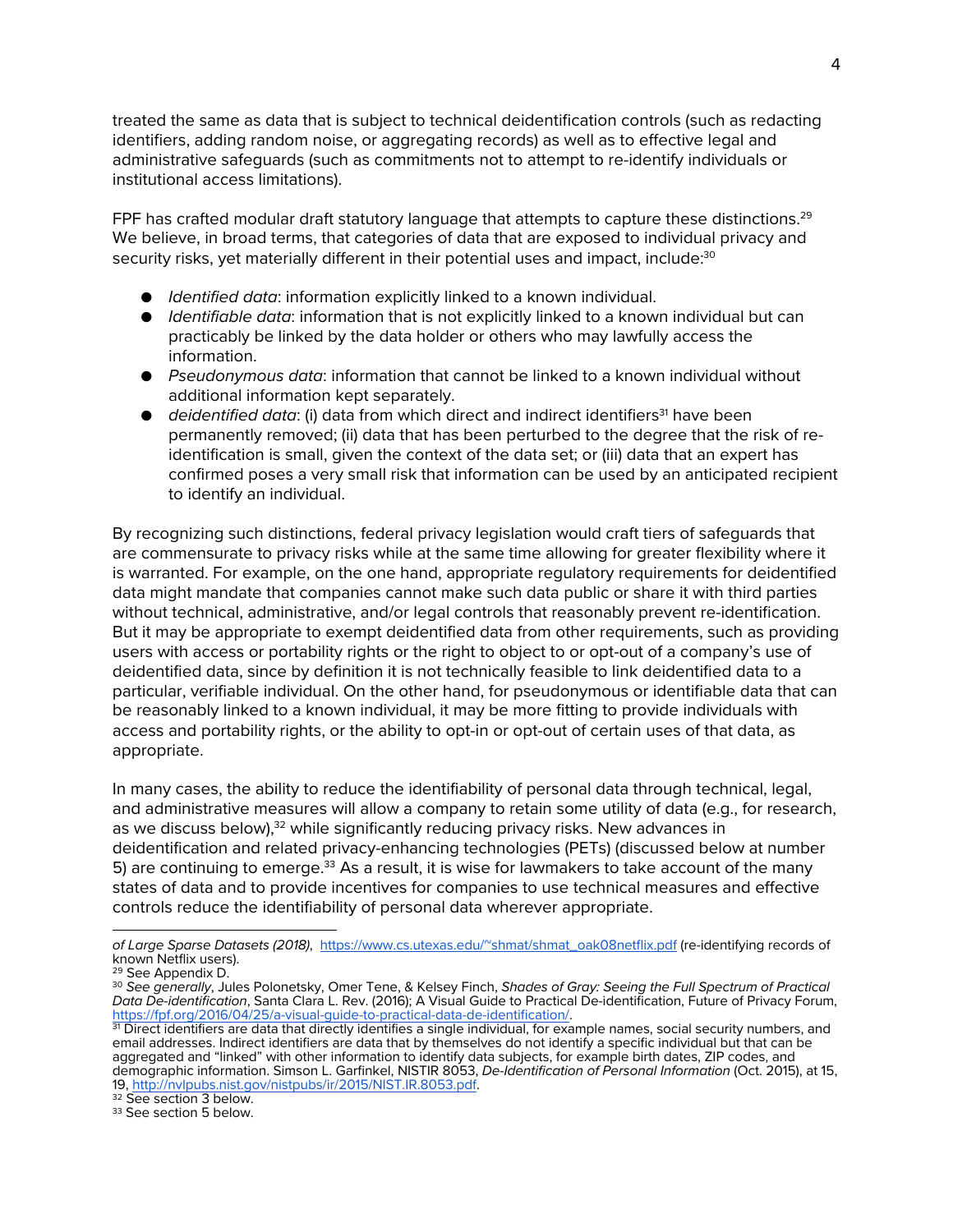treated the same as data that is subject to technical deidentification controls (such as redacting identifiers, adding random noise, or aggregating records) as well as to effective legal and administrative safeguards (such as commitments not to attempt to re-identify individuals or institutional access limitations).

FPF has crafted modular draft statutory language that attempts to capture these distinctions.[29] We believe, in broad terms, that categories of data that are exposed to individual privacy and security risks, yet materially different in their potential uses and impact, include:[30]

- *Identified data*: information explicitly linked to a known individual.
- *Identifiable data*: information that is not explicitly linked to a known individual but can practicably be linked by the data holder or others who may lawfully access the information.
- *Pseudonymous data*: information that cannot be linked to a known individual without additional information kept separately.
- *deidentified data*: (i) data from which direct and indirect identifiers[31] have been permanently removed; (ii) data that has been perturbed to the degree that the risk of re-identification is small, given the context of the data set; or (iii) data that an expert has confirmed poses a very small risk that information can be used by an anticipated recipient to identify an individual.

By recognizing such distinctions, federal privacy legislation would craft tiers of safeguards that are commensurate to privacy risks while at the same time allowing for greater flexibility where it is warranted. For example, on the one hand, appropriate regulatory requirements for deidentified data might mandate that companies cannot make such data public or share it with third parties without technical, administrative, and/or legal controls that reasonably prevent re-identification. But it may be appropriate to exempt deidentified data from other requirements, such as providing users with access or portability rights or the right to object to or opt-out of a company's use of deidentified data, since by definition it is not technically feasible to link deidentified data to a particular, verifiable individual. On the other hand, for pseudonymous or identifiable data that can be reasonably linked to a known individual, it may be more fitting to provide individuals with access and portability rights, or the ability to opt-in or opt-out of certain uses of that data, as appropriate.

In many cases, the ability to reduce the identifiability of personal data through technical, legal, and administrative measures will allow a company to retain some utility of data (e.g., for research, as we discuss below),[32] while significantly reducing privacy risks. New advances in deidentification and related privacy-enhancing technologies (PETs) (discussed below at number 5) are continuing to emerge.[33] As a result, it is wise for lawmakers to take account of the many states of data and to provide incentives for companies to use technical measures and effective controls reduce the identifiability of personal data wherever appropriate.

---

*of Large Sparse Datasets (2018)*, https://www.cs.utexas.edu/~shmat/shmat_oak08netflix.pdf (re-identifying records of known Netflix users).

[29] See Appendix D.

[30] *See generally*, Jules Polonetsky, Omer Tene, & Kelsey Finch, *Shades of Gray: Seeing the Full Spectrum of Practical Data De-identification*, Santa Clara L. Rev. (2016); A Visual Guide to Practical De-identification, Future of Privacy Forum, https://fpf.org/2016/04/25/a-visual-guide-to-practical-data-de-identification/.

[31] Direct identifiers are data that directly identifies a single individual, for example names, social security numbers, and email addresses. Indirect identifiers are data that by themselves do not identify a specific individual but that can be aggregated and "linked" with other information to identify data subjects, for example birth dates, ZIP codes, and demographic information. Simson L. Garfinkel, NISTIR 8053, *De-Identification of Personal Information* (Oct. 2015), at 15, 19, http://nvlpubs.nist.gov/nistpubs/ir/2015/NIST.IR.8053.pdf.

[32] See section 3 below.

[33] See section 5 below.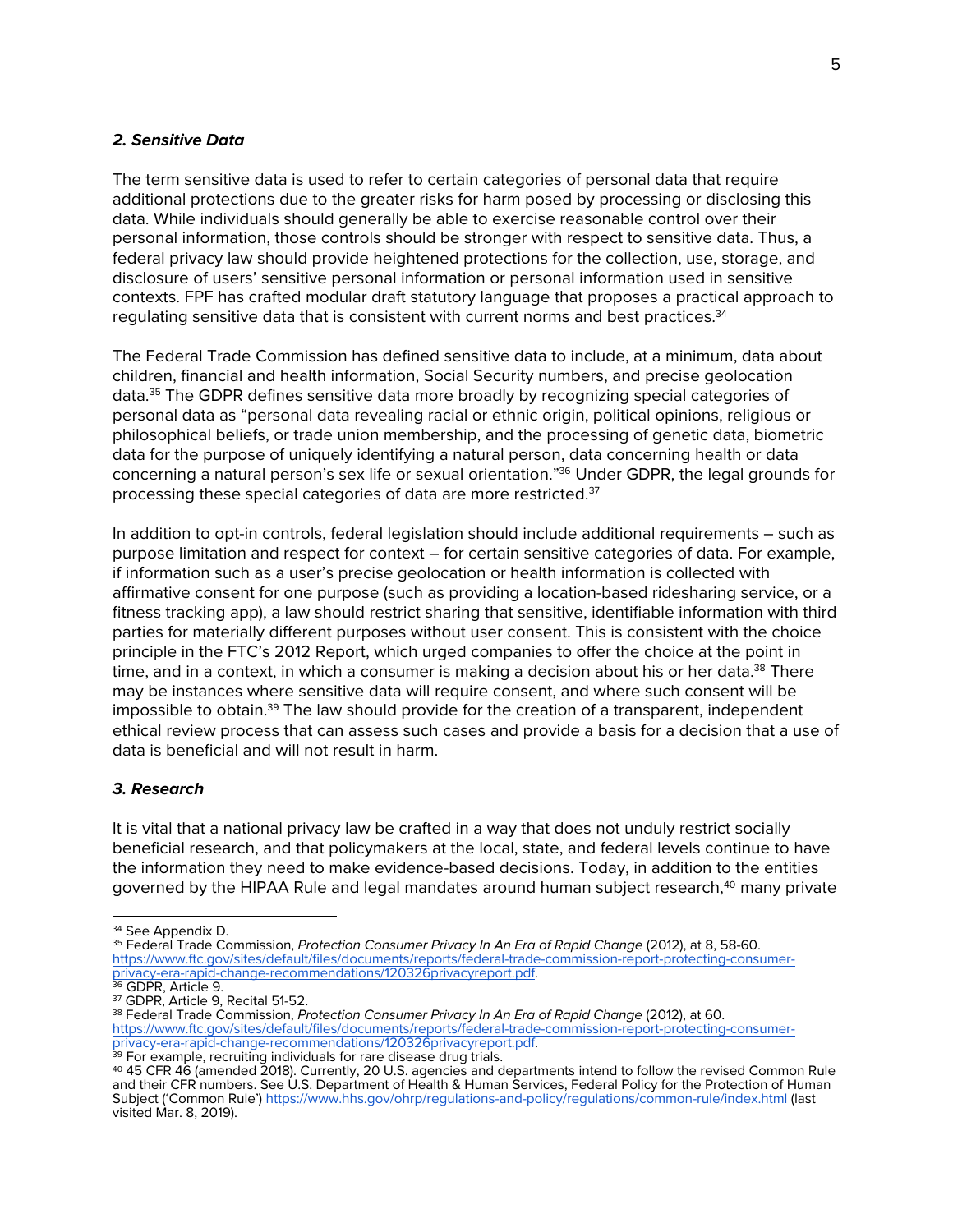### *2. Sensitive Data*

The term sensitive data is used to refer to certain categories of personal data that require additional protections due to the greater risks for harm posed by processing or disclosing this data. While individuals should generally be able to exercise reasonable control over their personal information, those controls should be stronger with respect to sensitive data. Thus, a federal privacy law should provide heightened protections for the collection, use, storage, and disclosure of users' sensitive personal information or personal information used in sensitive contexts. FPF has crafted modular draft statutory language that proposes a practical approach to regulating sensitive data that is consistent with current norms and best practices.[34]

The Federal Trade Commission has defined sensitive data to include, at a minimum, data about children, financial and health information, Social Security numbers, and precise geolocation data.[35] The GDPR defines sensitive data more broadly by recognizing special categories of personal data as "personal data revealing racial or ethnic origin, political opinions, religious or philosophical beliefs, or trade union membership, and the processing of genetic data, biometric data for the purpose of uniquely identifying a natural person, data concerning health or data concerning a natural person's sex life or sexual orientation."[36] Under GDPR, the legal grounds for processing these special categories of data are more restricted.[37]

In addition to opt-in controls, federal legislation should include additional requirements – such as purpose limitation and respect for context – for certain sensitive categories of data. For example, if information such as a user's precise geolocation or health information is collected with affirmative consent for one purpose (such as providing a location-based ridesharing service, or a fitness tracking app), a law should restrict sharing that sensitive, identifiable information with third parties for materially different purposes without user consent. This is consistent with the choice principle in the FTC's 2012 Report, which urged companies to offer the choice at the point in time, and in a context, in which a consumer is making a decision about his or her data.[38] There may be instances where sensitive data will require consent, and where such consent will be impossible to obtain.[39] The law should provide for the creation of a transparent, independent ethical review process that can assess such cases and provide a basis for a decision that a use of data is beneficial and will not result in harm.

### *3. Research*

It is vital that a national privacy law be crafted in a way that does not unduly restrict socially beneficial research, and that policymakers at the local, state, and federal levels continue to have the information they need to make evidence-based decisions. Today, in addition to the entities governed by the HIPAA Rule and legal mandates around human subject research,[40] many private

---

[34] See Appendix D.

[35] Federal Trade Commission, *Protection Consumer Privacy In An Era of Rapid Change* (2012), at 8, 58-60. https://www.ftc.gov/sites/default/files/documents/reports/federal-trade-commission-report-protecting-consumer-privacy-era-rapid-change-recommendations/120326privacyreport.pdf.

[36] GDPR, Article 9.

[37] GDPR, Article 9, Recital 51-52.

[38] Federal Trade Commission, *Protection Consumer Privacy In An Era of Rapid Change* (2012), at 60. https://www.ftc.gov/sites/default/files/documents/reports/federal-trade-commission-report-protecting-consumer-privacy-era-rapid-change-recommendations/120326privacyreport.pdf.

[39] For example, recruiting individuals for rare disease drug trials.

[40] 45 CFR 46 (amended 2018). Currently, 20 U.S. agencies and departments intend to follow the revised Common Rule and their CFR numbers. See U.S. Department of Health & Human Services, Federal Policy for the Protection of Human Subject ('Common Rule') https://www.hhs.gov/ohrp/regulations-and-policy/regulations/common-rule/index.html (last visited Mar. 8, 2019).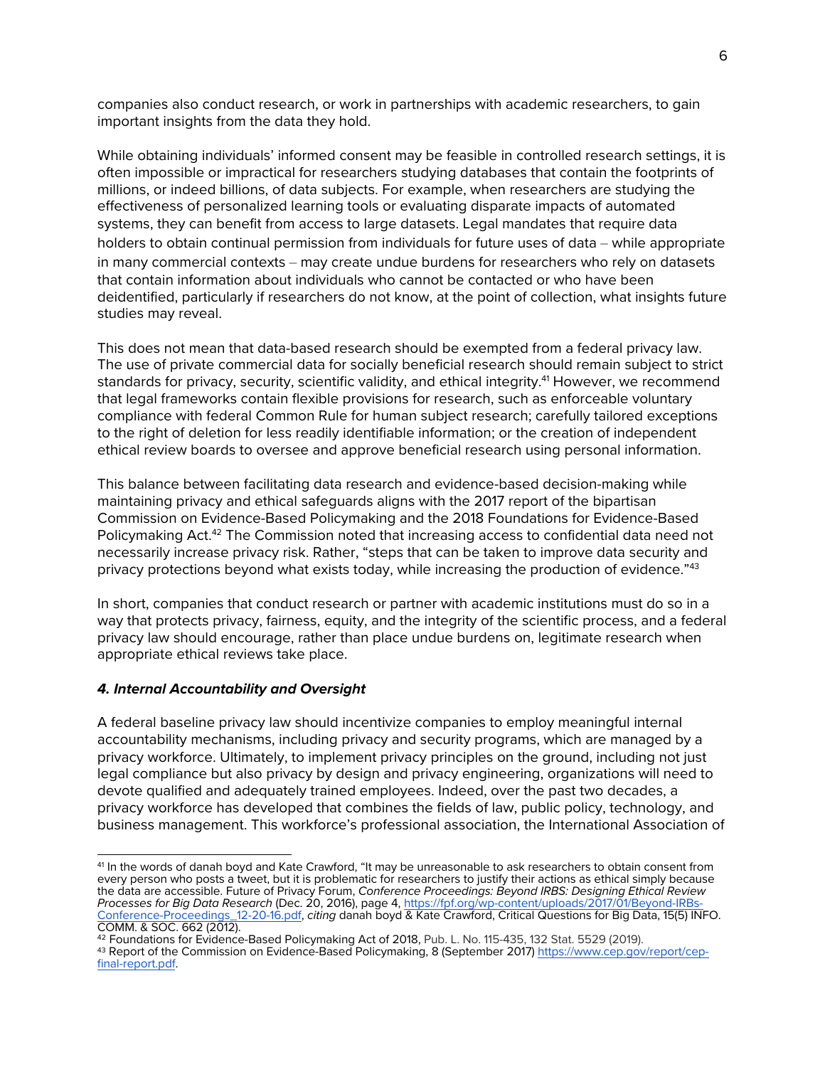companies also conduct research, or work in partnerships with academic researchers, to gain important insights from the data they hold.

While obtaining individuals' informed consent may be feasible in controlled research settings, it is often impossible or impractical for researchers studying databases that contain the footprints of millions, or indeed billions, of data subjects. For example, when researchers are studying the effectiveness of personalized learning tools or evaluating disparate impacts of automated systems, they can benefit from access to large datasets. Legal mandates that require data holders to obtain continual permission from individuals for future uses of data – while appropriate in many commercial contexts – may create undue burdens for researchers who rely on datasets that contain information about individuals who cannot be contacted or who have been deidentified, particularly if researchers do not know, at the point of collection, what insights future studies may reveal.

This does not mean that data-based research should be exempted from a federal privacy law. The use of private commercial data for socially beneficial research should remain subject to strict standards for privacy, security, scientific validity, and ethical integrity.[41] However, we recommend that legal frameworks contain flexible provisions for research, such as enforceable voluntary compliance with federal Common Rule for human subject research; carefully tailored exceptions to the right of deletion for less readily identifiable information; or the creation of independent ethical review boards to oversee and approve beneficial research using personal information.

This balance between facilitating data research and evidence-based decision-making while maintaining privacy and ethical safeguards aligns with the 2017 report of the bipartisan Commission on Evidence-Based Policymaking and the 2018 Foundations for Evidence-Based Policymaking Act.[42] The Commission noted that increasing access to confidential data need not necessarily increase privacy risk. Rather, "steps that can be taken to improve data security and privacy protections beyond what exists today, while increasing the production of evidence."[43]

In short, companies that conduct research or partner with academic institutions must do so in a way that protects privacy, fairness, equity, and the integrity of the scientific process, and a federal privacy law should encourage, rather than place undue burdens on, legitimate research when appropriate ethical reviews take place.

### ***4. Internal Accountability and Oversight***

A federal baseline privacy law should incentivize companies to employ meaningful internal accountability mechanisms, including privacy and security programs, which are managed by a privacy workforce. Ultimately, to implement privacy principles on the ground, including not just legal compliance but also privacy by design and privacy engineering, organizations will need to devote qualified and adequately trained employees. Indeed, over the past two decades, a privacy workforce has developed that combines the fields of law, public policy, technology, and business management. This workforce's professional association, the International Association of

---

[41] In the words of danah boyd and Kate Crawford, "It may be unreasonable to ask researchers to obtain consent from every person who posts a tweet, but it is problematic for researchers to justify their actions as ethical simply because the data are accessible. Future of Privacy Forum, *Conference Proceedings: Beyond IRBS: Designing Ethical Review Processes for Big Data Research* (Dec. 20, 2016), page 4, https://fpf.org/wp-content/uploads/2017/01/Beyond-IRBs-Conference-Proceedings_12-20-16.pdf, *citing* danah boyd & Kate Crawford, Critical Questions for Big Data, 15(5) INFO. COMM. & SOC. 662 (2012).

[42] Foundations for Evidence-Based Policymaking Act of 2018, Pub. L. No. 115-435, 132 Stat. 5529 (2019).

[43] Report of the Commission on Evidence-Based Policymaking, 8 (September 2017) https://www.cep.gov/report/cep-final-report.pdf.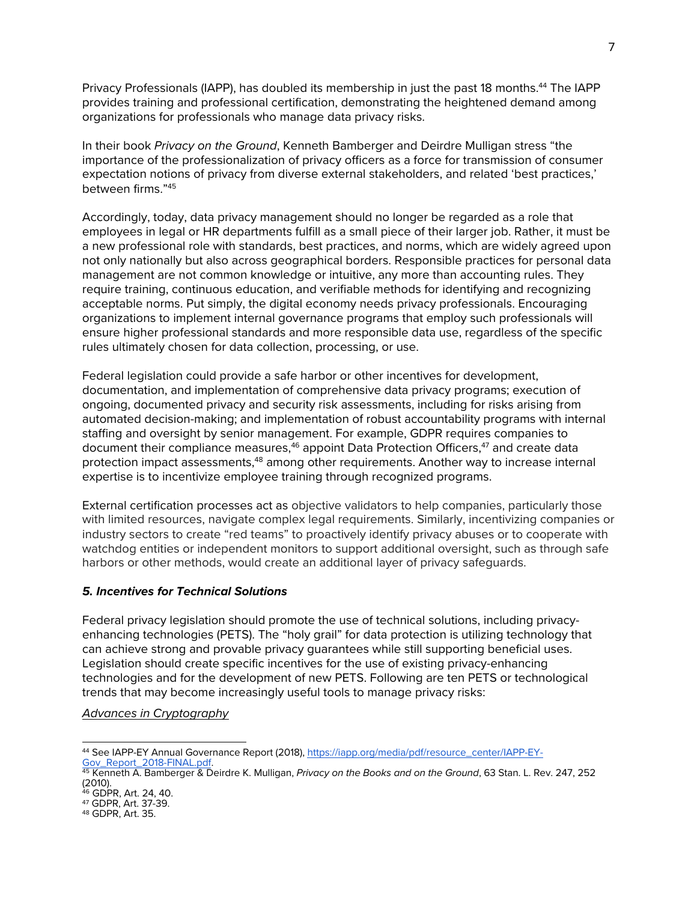Privacy Professionals (IAPP), has doubled its membership in just the past 18 months.[44] The IAPP provides training and professional certification, demonstrating the heightened demand among organizations for professionals who manage data privacy risks.

In their book *Privacy on the Ground*, Kenneth Bamberger and Deirdre Mulligan stress "the importance of the professionalization of privacy officers as a force for transmission of consumer expectation notions of privacy from diverse external stakeholders, and related 'best practices,' between firms."[45]

Accordingly, today, data privacy management should no longer be regarded as a role that employees in legal or HR departments fulfill as a small piece of their larger job. Rather, it must be a new professional role with standards, best practices, and norms, which are widely agreed upon not only nationally but also across geographical borders. Responsible practices for personal data management are not common knowledge or intuitive, any more than accounting rules. They require training, continuous education, and verifiable methods for identifying and recognizing acceptable norms. Put simply, the digital economy needs privacy professionals. Encouraging organizations to implement internal governance programs that employ such professionals will ensure higher professional standards and more responsible data use, regardless of the specific rules ultimately chosen for data collection, processing, or use.

Federal legislation could provide a safe harbor or other incentives for development, documentation, and implementation of comprehensive data privacy programs; execution of ongoing, documented privacy and security risk assessments, including for risks arising from automated decision-making; and implementation of robust accountability programs with internal staffing and oversight by senior management. For example, GDPR requires companies to document their compliance measures,[46] appoint Data Protection Officers,[47] and create data protection impact assessments,[48] among other requirements. Another way to increase internal expertise is to incentivize employee training through recognized programs.

External certification processes act as objective validators to help companies, particularly those with limited resources, navigate complex legal requirements. Similarly, incentivizing companies or industry sectors to create "red teams" to proactively identify privacy abuses or to cooperate with watchdog entities or independent monitors to support additional oversight, such as through safe harbors or other methods, would create an additional layer of privacy safeguards.

### *5. Incentives for Technical Solutions*

Federal privacy legislation should promote the use of technical solutions, including privacy-enhancing technologies (PETS). The "holy grail" for data protection is utilizing technology that can achieve strong and provable privacy guarantees while still supporting beneficial uses. Legislation should create specific incentives for the use of existing privacy-enhancing technologies and for the development of new PETS. Following are ten PETS or technological trends that may become increasingly useful tools to manage privacy risks:

<u>Advances in Cryptography</u>

---

[44] See IAPP-EY Annual Governance Report (2018), https://iapp.org/media/pdf/resource_center/IAPP-EY-Gov_Report_2018-FINAL.pdf.

[45] Kenneth A. Bamberger & Deirdre K. Mulligan, *Privacy on the Books and on the Ground*, 63 Stan. L. Rev. 247, 252 (2010).

[46] GDPR, Art. 24, 40.

[47] GDPR, Art. 37-39.

[48] GDPR, Art. 35.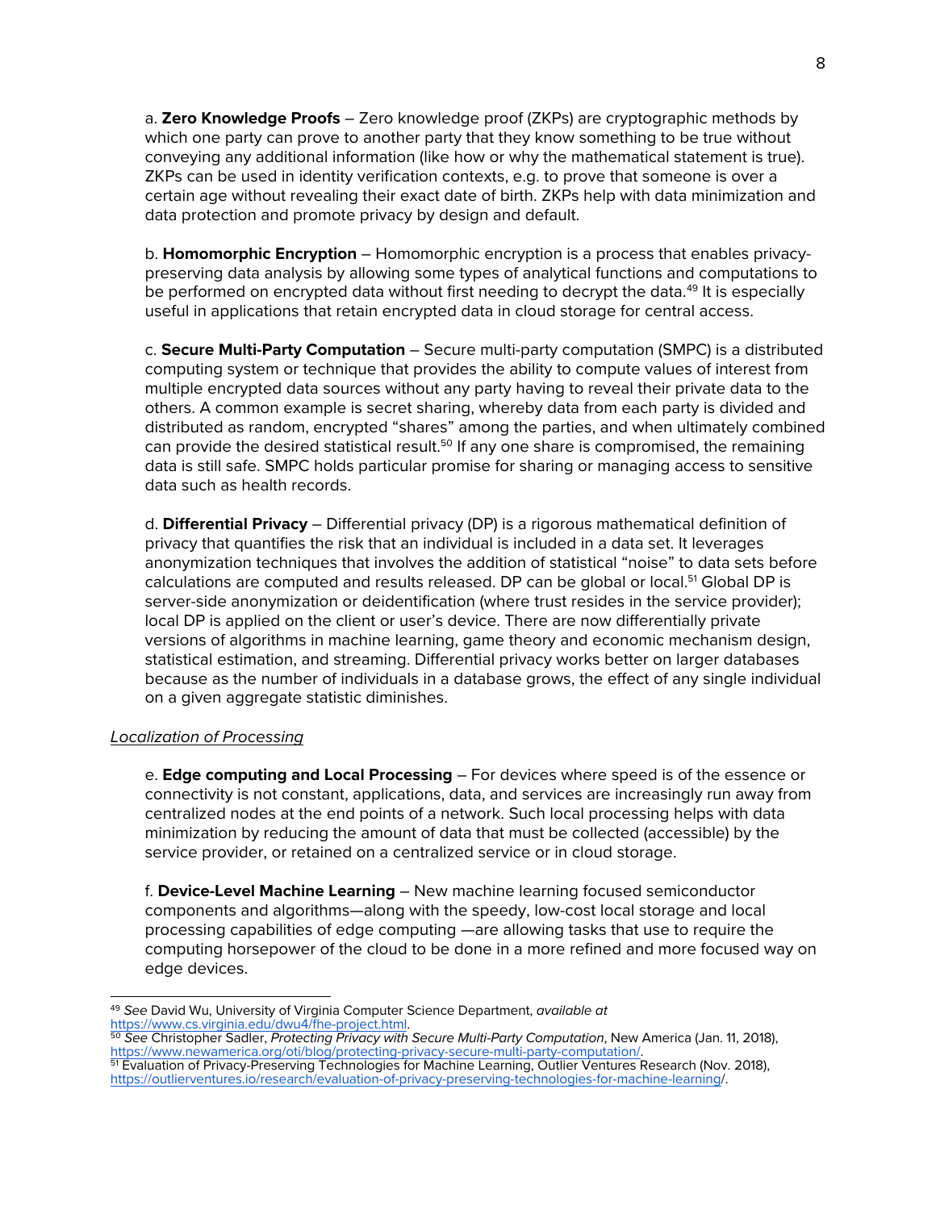a. **Zero Knowledge Proofs** – Zero knowledge proof (ZKPs) are cryptographic methods by which one party can prove to another party that they know something to be true without conveying any additional information (like how or why the mathematical statement is true). ZKPs can be used in identity verification contexts, e.g. to prove that someone is over a certain age without revealing their exact date of birth. ZKPs help with data minimization and data protection and promote privacy by design and default.

b. **Homomorphic Encryption** – Homomorphic encryption is a process that enables privacy-preserving data analysis by allowing some types of analytical functions and computations to be performed on encrypted data without first needing to decrypt the data.[49] It is especially useful in applications that retain encrypted data in cloud storage for central access.

c. **Secure Multi-Party Computation** – Secure multi-party computation (SMPC) is a distributed computing system or technique that provides the ability to compute values of interest from multiple encrypted data sources without any party having to reveal their private data to the others. A common example is secret sharing, whereby data from each party is divided and distributed as random, encrypted "shares" among the parties, and when ultimately combined can provide the desired statistical result.[50] If any one share is compromised, the remaining data is still safe. SMPC holds particular promise for sharing or managing access to sensitive data such as health records.

d. **Differential Privacy** – Differential privacy (DP) is a rigorous mathematical definition of privacy that quantifies the risk that an individual is included in a data set. It leverages anonymization techniques that involves the addition of statistical "noise" to data sets before calculations are computed and results released. DP can be global or local.[51] Global DP is server-side anonymization or deidentification (where trust resides in the service provider); local DP is applied on the client or user's device. There are now differentially private versions of algorithms in machine learning, game theory and economic mechanism design, statistical estimation, and streaming. Differential privacy works better on larger databases because as the number of individuals in a database grows, the effect of any single individual on a given aggregate statistic diminishes.

*Localization of Processing*

e. **Edge computing and Local Processing** – For devices where speed is of the essence or connectivity is not constant, applications, data, and services are increasingly run away from centralized nodes at the end points of a network. Such local processing helps with data minimization by reducing the amount of data that must be collected (accessible) by the service provider, or retained on a centralized service or in cloud storage.

f. **Device-Level Machine Learning** – New machine learning focused semiconductor components and algorithms—along with the speedy, low-cost local storage and local processing capabilities of edge computing —are allowing tasks that use to require the computing horsepower of the cloud to be done in a more refined and more focused way on edge devices.

---

[49] *See* David Wu, University of Virginia Computer Science Department, *available at* https://www.cs.virginia.edu/dwu4/fhe-project.html.

[50] *See* Christopher Sadler, *Protecting Privacy with Secure Multi-Party Computation*, New America (Jan. 11, 2018), https://www.newamerica.org/oti/blog/protecting-privacy-secure-multi-party-computation/.

[51] Evaluation of Privacy-Preserving Technologies for Machine Learning, Outlier Ventures Research (Nov. 2018), https://outlierventures.io/research/evaluation-of-privacy-preserving-technologies-for-machine-learning/.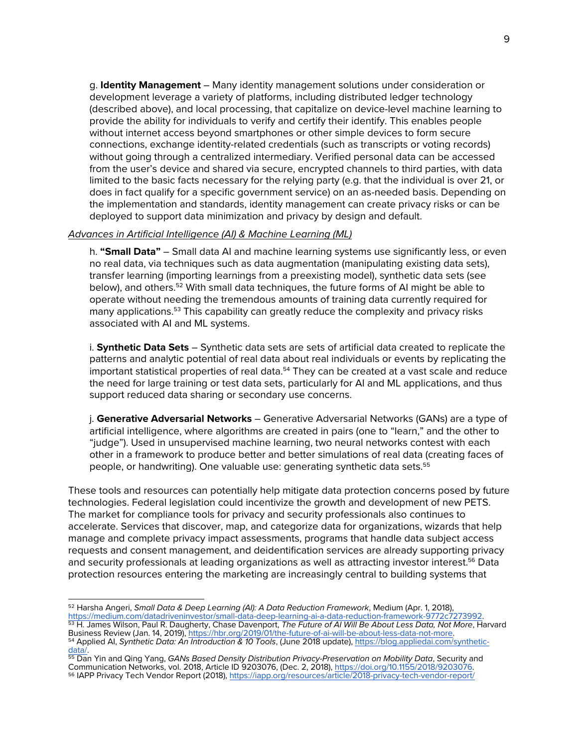g. **Identity Management** – Many identity management solutions under consideration or development leverage a variety of platforms, including distributed ledger technology (described above), and local processing, that capitalize on device-level machine learning to provide the ability for individuals to verify and certify their identify. This enables people without internet access beyond smartphones or other simple devices to form secure connections, exchange identity-related credentials (such as transcripts or voting records) without going through a centralized intermediary. Verified personal data can be accessed from the user's device and shared via secure, encrypted channels to third parties, with data limited to the basic facts necessary for the relying party (e.g. that the individual is over 21, or does in fact qualify for a specific government service) on an as-needed basis. Depending on the implementation and standards, identity management can create privacy risks or can be deployed to support data minimization and privacy by design and default.

*Advances in Artificial Intelligence (AI) & Machine Learning (ML)*

h. **"Small Data"** – Small data AI and machine learning systems use significantly less, or even no real data, via techniques such as data augmentation (manipulating existing data sets), transfer learning (importing learnings from a preexisting model), synthetic data sets (see below), and others.[52] With small data techniques, the future forms of AI might be able to operate without needing the tremendous amounts of training data currently required for many applications.[53] This capability can greatly reduce the complexity and privacy risks associated with AI and ML systems.

i. **Synthetic Data Sets** – Synthetic data sets are sets of artificial data created to replicate the patterns and analytic potential of real data about real individuals or events by replicating the important statistical properties of real data.[54] They can be created at a vast scale and reduce the need for large training or test data sets, particularly for AI and ML applications, and thus support reduced data sharing or secondary use concerns.

j. **Generative Adversarial Networks** – Generative Adversarial Networks (GANs) are a type of artificial intelligence, where algorithms are created in pairs (one to "learn," and the other to "judge"). Used in unsupervised machine learning, two neural networks contest with each other in a framework to produce better and better simulations of real data (creating faces of people, or handwriting). One valuable use: generating synthetic data sets.[55]

These tools and resources can potentially help mitigate data protection concerns posed by future technologies. Federal legislation could incentivize the growth and development of new PETS. The market for compliance tools for privacy and security professionals also continues to accelerate. Services that discover, map, and categorize data for organizations, wizards that help manage and complete privacy impact assessments, programs that handle data subject access requests and consent management, and deidentification services are already supporting privacy and security professionals at leading organizations as well as attracting investor interest.[56] Data protection resources entering the marketing are increasingly central to building systems that

---

[52] Harsha Angeri, *Small Data & Deep Learning (AI): A Data Reduction Framework*, Medium (Apr. 1, 2018), https://medium.com/datadriveninvestor/small-data-deep-learning-ai-a-data-reduction-framework-9772c7273992.

[53] H. James Wilson, Paul R. Daugherty, Chase Davenport, *The Future of AI Will Be About Less Data, Not More*, Harvard Business Review (Jan. 14, 2019), https://hbr.org/2019/01/the-future-of-ai-will-be-about-less-data-not-more.

[54] Applied AI, *Synthetic Data: An Introduction & 10 Tools*, (June 2018 update), https://blog.appliedai.com/synthetic-data/.

[55] Dan Yin and Qing Yang, *GANs Based Density Distribution Privacy-Preservation on Mobility Data*, Security and Communication Networks, vol. 2018, Article ID 9203076, (Dec. 2, 2018), https://doi.org/10.1155/2018/9203076.

[56] IAPP Privacy Tech Vendor Report (2018), https://iapp.org/resources/article/2018-privacy-tech-vendor-report/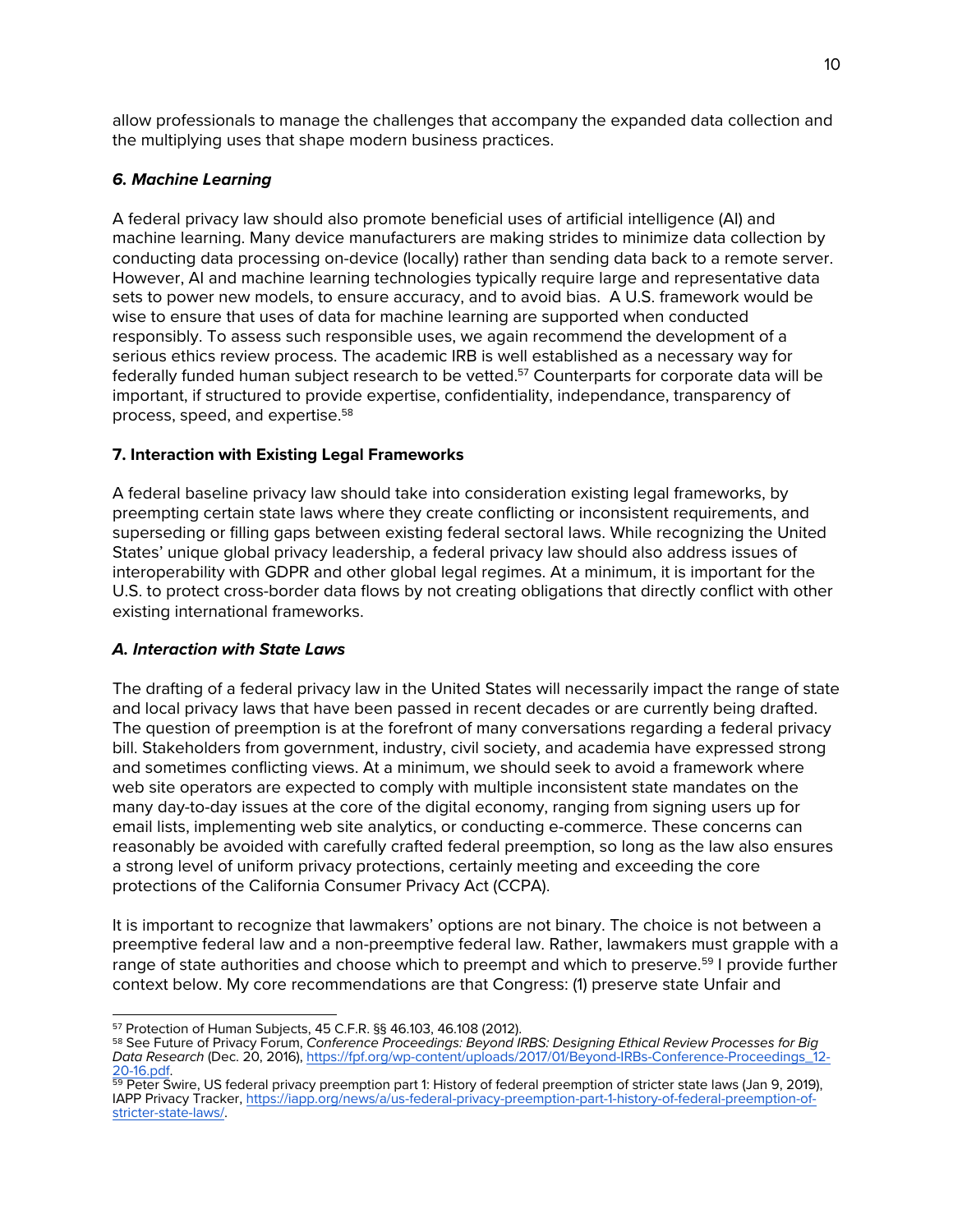allow professionals to manage the challenges that accompany the expanded data collection and the multiplying uses that shape modern business practices.

### *6. Machine Learning*

A federal privacy law should also promote beneficial uses of artificial intelligence (AI) and machine learning. Many device manufacturers are making strides to minimize data collection by conducting data processing on-device (locally) rather than sending data back to a remote server. However, AI and machine learning technologies typically require large and representative data sets to power new models, to ensure accuracy, and to avoid bias. A U.S. framework would be wise to ensure that uses of data for machine learning are supported when conducted responsibly. To assess such responsible uses, we again recommend the development of a serious ethics review process. The academic IRB is well established as a necessary way for federally funded human subject research to be vetted.[57] Counterparts for corporate data will be important, if structured to provide expertise, confidentiality, independance, transparency of process, speed, and expertise.[58]

## 7. Interaction with Existing Legal Frameworks

A federal baseline privacy law should take into consideration existing legal frameworks, by preempting certain state laws where they create conflicting or inconsistent requirements, and superseding or filling gaps between existing federal sectoral laws. While recognizing the United States' unique global privacy leadership, a federal privacy law should also address issues of interoperability with GDPR and other global legal regimes. At a minimum, it is important for the U.S. to protect cross-border data flows by not creating obligations that directly conflict with other existing international frameworks.

### *A. Interaction with State Laws*

The drafting of a federal privacy law in the United States will necessarily impact the range of state and local privacy laws that have been passed in recent decades or are currently being drafted. The question of preemption is at the forefront of many conversations regarding a federal privacy bill. Stakeholders from government, industry, civil society, and academia have expressed strong and sometimes conflicting views. At a minimum, we should seek to avoid a framework where web site operators are expected to comply with multiple inconsistent state mandates on the many day-to-day issues at the core of the digital economy, ranging from signing users up for email lists, implementing web site analytics, or conducting e-commerce. These concerns can reasonably be avoided with carefully crafted federal preemption, so long as the law also ensures a strong level of uniform privacy protections, certainly meeting and exceeding the core protections of the California Consumer Privacy Act (CCPA).

It is important to recognize that lawmakers' options are not binary. The choice is not between a preemptive federal law and a non-preemptive federal law. Rather, lawmakers must grapple with a range of state authorities and choose which to preempt and which to preserve.[59] I provide further context below. My core recommendations are that Congress: (1) preserve state Unfair and

---

[57] Protection of Human Subjects, 45 C.F.R. §§ 46.103, 46.108 (2012).

[58] See Future of Privacy Forum, *Conference Proceedings: Beyond IRBS: Designing Ethical Review Processes for Big Data Research* (Dec. 20, 2016), https://fpf.org/wp-content/uploads/2017/01/Beyond-IRBs-Conference-Proceedings_12-20-16.pdf.

[59] Peter Swire, US federal privacy preemption part 1: History of federal preemption of stricter state laws (Jan 9, 2019), IAPP Privacy Tracker, https://iapp.org/news/a/us-federal-privacy-preemption-part-1-history-of-federal-preemption-of-stricter-state-laws/.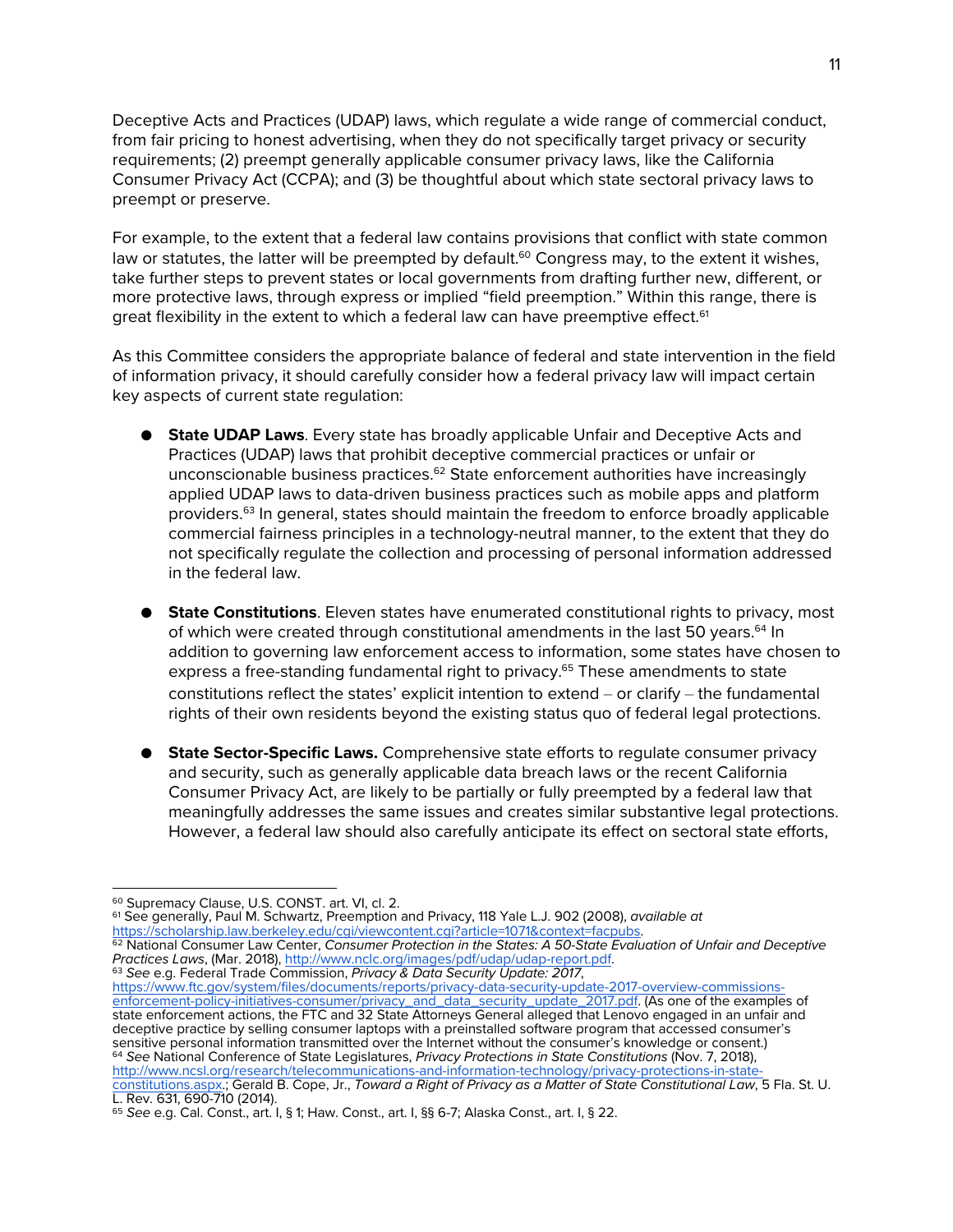Deceptive Acts and Practices (UDAP) laws, which regulate a wide range of commercial conduct, from fair pricing to honest advertising, when they do not specifically target privacy or security requirements; (2) preempt generally applicable consumer privacy laws, like the California Consumer Privacy Act (CCPA); and (3) be thoughtful about which state sectoral privacy laws to preempt or preserve.

For example, to the extent that a federal law contains provisions that conflict with state common law or statutes, the latter will be preempted by default.[60] Congress may, to the extent it wishes, take further steps to prevent states or local governments from drafting further new, different, or more protective laws, through express or implied "field preemption." Within this range, there is great flexibility in the extent to which a federal law can have preemptive effect.[61]

As this Committee considers the appropriate balance of federal and state intervention in the field of information privacy, it should carefully consider how a federal privacy law will impact certain key aspects of current state regulation:

- **State UDAP Laws**. Every state has broadly applicable Unfair and Deceptive Acts and Practices (UDAP) laws that prohibit deceptive commercial practices or unfair or unconscionable business practices.[62] State enforcement authorities have increasingly applied UDAP laws to data-driven business practices such as mobile apps and platform providers.[63] In general, states should maintain the freedom to enforce broadly applicable commercial fairness principles in a technology-neutral manner, to the extent that they do not specifically regulate the collection and processing of personal information addressed in the federal law.

- **State Constitutions**. Eleven states have enumerated constitutional rights to privacy, most of which were created through constitutional amendments in the last 50 years.[64] In addition to governing law enforcement access to information, some states have chosen to express a free-standing fundamental right to privacy.[65] These amendments to state constitutions reflect the states' explicit intention to extend – or clarify – the fundamental rights of their own residents beyond the existing status quo of federal legal protections.

- **State Sector-Specific Laws.** Comprehensive state efforts to regulate consumer privacy and security, such as generally applicable data breach laws or the recent California Consumer Privacy Act, are likely to be partially or fully preempted by a federal law that meaningfully addresses the same issues and creates similar substantive legal protections. However, a federal law should also carefully anticipate its effect on sectoral state efforts,

---

[60] Supremacy Clause, U.S. CONST. art. VI, cl. 2.

[61] See generally, Paul M. Schwartz, Preemption and Privacy, 118 Yale L.J. 902 (2008), *available at* https://scholarship.law.berkeley.edu/cgi/viewcontent.cgi?article=1071&context=facpubs.

[62] National Consumer Law Center, *Consumer Protection in the States: A 50-State Evaluation of Unfair and Deceptive Practices Laws*, (Mar. 2018), http://www.nclc.org/images/pdf/udap/udap-report.pdf.

[63] *See* e.g. Federal Trade Commission, *Privacy & Data Security Update: 2017*, https://www.ftc.gov/system/files/documents/reports/privacy-data-security-update-2017-overview-commissions-enforcement-policy-initiatives-consumer/privacy_and_data_security_update_2017.pdf. (As one of the examples of state enforcement actions, the FTC and 32 State Attorneys General alleged that Lenovo engaged in an unfair and deceptive practice by selling consumer laptops with a preinstalled software program that accessed consumer's sensitive personal information transmitted over the Internet without the consumer's knowledge or consent.)

[64] *See* National Conference of State Legislatures, *Privacy Protections in State Constitutions* (Nov. 7, 2018), http://www.ncsl.org/research/telecommunications-and-information-technology/privacy-protections-in-state-constitutions.aspx.; Gerald B. Cope, Jr., *Toward a Right of Privacy as a Matter of State Constitutional Law*, 5 Fla. St. U. L. Rev. 631, 690-710 (2014).

[65] *See* e.g. Cal. Const., art. I, § 1; Haw. Const., art. I, §§ 6-7; Alaska Const., art. I, § 22.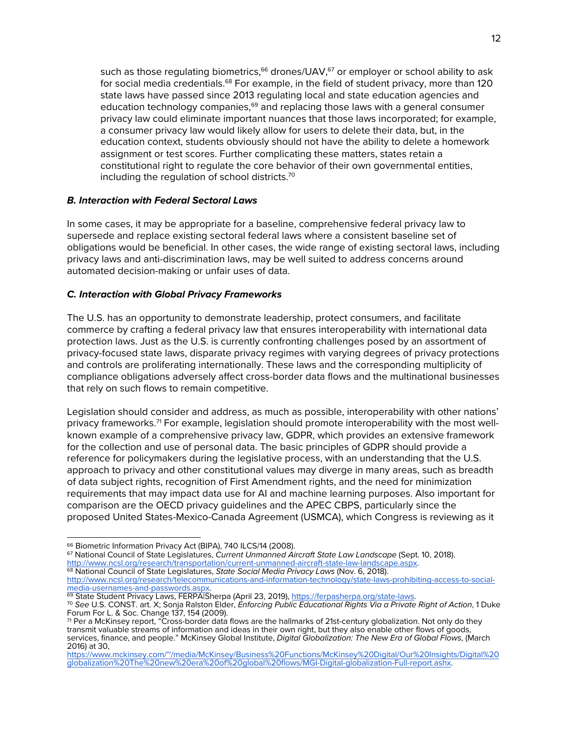such as those regulating biometrics,[66] drones/UAV,[67] or employer or school ability to ask for social media credentials.[68] For example, in the field of student privacy, more than 120 state laws have passed since 2013 regulating local and state education agencies and education technology companies,[69] and replacing those laws with a general consumer privacy law could eliminate important nuances that those laws incorporated; for example, a consumer privacy law would likely allow for users to delete their data, but, in the education context, students obviously should not have the ability to delete a homework assignment or test scores. Further complicating these matters, states retain a constitutional right to regulate the core behavior of their own governmental entities, including the regulation of school districts.[70]

### *B. Interaction with Federal Sectoral Laws*

In some cases, it may be appropriate for a baseline, comprehensive federal privacy law to supersede and replace existing sectoral federal laws where a consistent baseline set of obligations would be beneficial. In other cases, the wide range of existing sectoral laws, including privacy laws and anti-discrimination laws, may be well suited to address concerns around automated decision-making or unfair uses of data.

### *C. Interaction with Global Privacy Frameworks*

The U.S. has an opportunity to demonstrate leadership, protect consumers, and facilitate commerce by crafting a federal privacy law that ensures interoperability with international data protection laws. Just as the U.S. is currently confronting challenges posed by an assortment of privacy-focused state laws, disparate privacy regimes with varying degrees of privacy protections and controls are proliferating internationally. These laws and the corresponding multiplicity of compliance obligations adversely affect cross-border data flows and the multinational businesses that rely on such flows to remain competitive.

Legislation should consider and address, as much as possible, interoperability with other nations' privacy frameworks.[71] For example, legislation should promote interoperability with the most well-known example of a comprehensive privacy law, GDPR, which provides an extensive framework for the collection and use of personal data. The basic principles of GDPR should provide a reference for policymakers during the legislative process, with an understanding that the U.S. approach to privacy and other constitutional values may diverge in many areas, such as breadth of data subject rights, recognition of First Amendment rights, and the need for minimization requirements that may impact data use for AI and machine learning purposes. Also important for comparison are the OECD privacy guidelines and the APEC CBPS, particularly since the proposed United States-Mexico-Canada Agreement (USMCA), which Congress is reviewing as it

---

[66] Biometric Information Privacy Act (BIPA), 740 ILCS/14 (2008).

[67] National Council of State Legislatures, *Current Unmanned Aircraft State Law Landscape* (Sept. 10, 2018). http://www.ncsl.org/research/transportation/current-unmanned-aircraft-state-law-landscape.aspx.

[68] National Council of State Legislatures, *State Social Media Privacy Laws* (Nov. 6, 2018). http://www.ncsl.org/research/telecommunications-and-information-technology/state-laws-prohibiting-access-to-social-media-usernames-and-passwords.aspx.

[69] State Student Privacy Laws, FERPA|Sherpa (April 23, 2019), https://ferpasherpa.org/state-laws.

[70] *See* U.S. CONST. art. X; Sonja Ralston Elder, *Enforcing Public Educational Rights Via a Private Right of Action*, 1 Duke Forum For L. & Soc. Change 137, 154 (2009).

[71] Per a McKinsey report, "Cross-border data flows are the hallmarks of 21st-century globalization. Not only do they transmit valuable streams of information and ideas in their own right, but they also enable other flows of goods, services, finance, and people." McKinsey Global Institute, *Digital Globalization: The New Era of Global Flows*, (March 2016) at 30, https://www.mckinsey.com/~/media/McKinsey/Business%20Functions/McKinsey%20Digital/Our%20Insights/Digital%20globalization%20The%20new%20era%20of%20global%20flows/MGI-Digital-globalization-Full-report.ashx.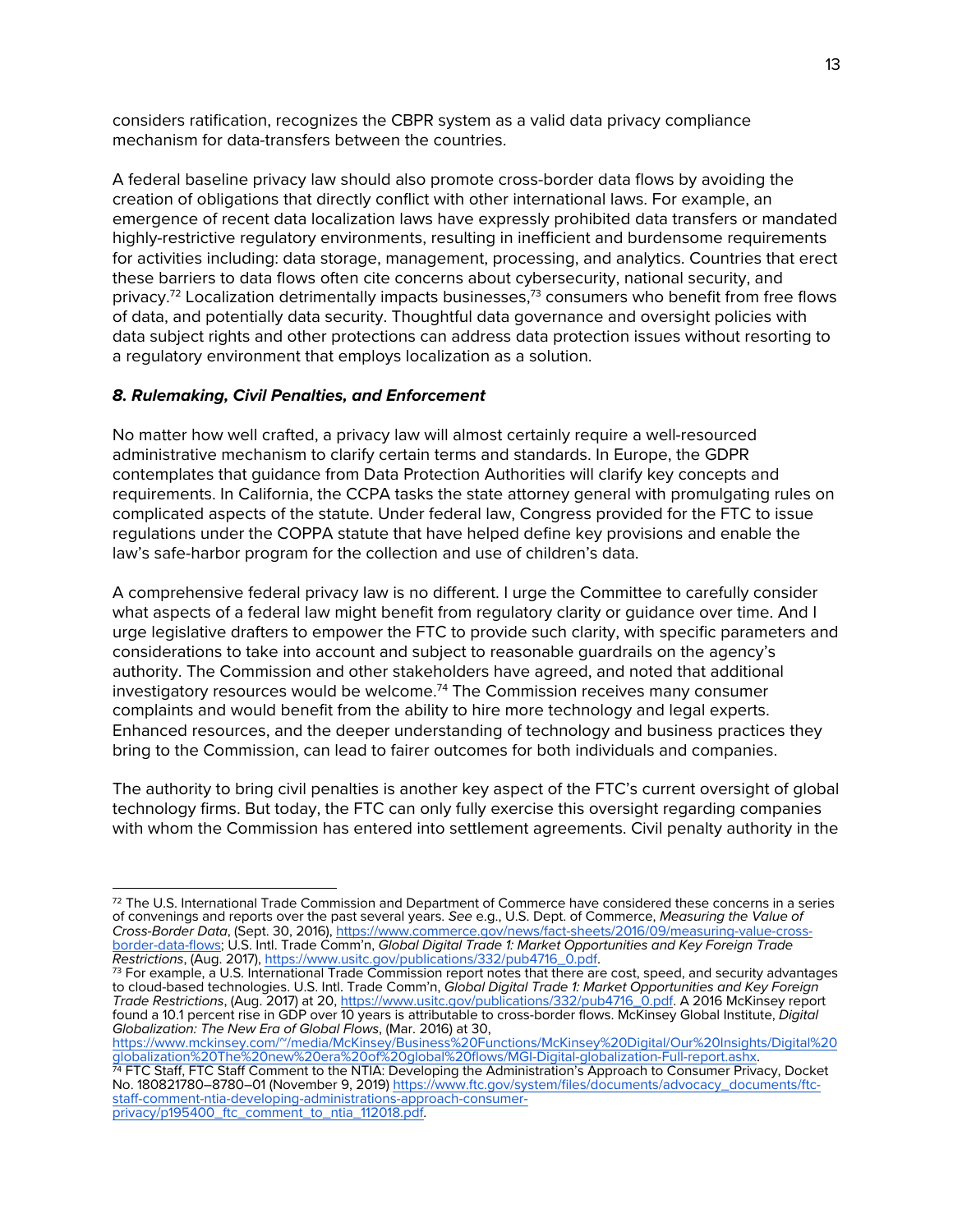considers ratification, recognizes the CBPR system as a valid data privacy compliance mechanism for data-transfers between the countries.

A federal baseline privacy law should also promote cross-border data flows by avoiding the creation of obligations that directly conflict with other international laws. For example, an emergence of recent data localization laws have expressly prohibited data transfers or mandated highly-restrictive regulatory environments, resulting in inefficient and burdensome requirements for activities including: data storage, management, processing, and analytics. Countries that erect these barriers to data flows often cite concerns about cybersecurity, national security, and privacy.[72] Localization detrimentally impacts businesses,[73] consumers who benefit from free flows of data, and potentially data security. Thoughtful data governance and oversight policies with data subject rights and other protections can address data protection issues without resorting to a regulatory environment that employs localization as a solution.

### *8. Rulemaking, Civil Penalties, and Enforcement*

No matter how well crafted, a privacy law will almost certainly require a well-resourced administrative mechanism to clarify certain terms and standards. In Europe, the GDPR contemplates that guidance from Data Protection Authorities will clarify key concepts and requirements. In California, the CCPA tasks the state attorney general with promulgating rules on complicated aspects of the statute. Under federal law, Congress provided for the FTC to issue regulations under the COPPA statute that have helped define key provisions and enable the law's safe-harbor program for the collection and use of children's data.

A comprehensive federal privacy law is no different. I urge the Committee to carefully consider what aspects of a federal law might benefit from regulatory clarity or guidance over time. And I urge legislative drafters to empower the FTC to provide such clarity, with specific parameters and considerations to take into account and subject to reasonable guardrails on the agency's authority. The Commission and other stakeholders have agreed, and noted that additional investigatory resources would be welcome.[74] The Commission receives many consumer complaints and would benefit from the ability to hire more technology and legal experts. Enhanced resources, and the deeper understanding of technology and business practices they bring to the Commission, can lead to fairer outcomes for both individuals and companies.

The authority to bring civil penalties is another key aspect of the FTC's current oversight of global technology firms. But today, the FTC can only fully exercise this oversight regarding companies with whom the Commission has entered into settlement agreements. Civil penalty authority in the

---

[72] The U.S. International Trade Commission and Department of Commerce have considered these concerns in a series of convenings and reports over the past several years. *See* e.g., U.S. Dept. of Commerce, *Measuring the Value of Cross-Border Data*, (Sept. 30, 2016), https://www.commerce.gov/news/fact-sheets/2016/09/measuring-value-cross-border-data-flows; U.S. Intl. Trade Comm'n, *Global Digital Trade 1: Market Opportunities and Key Foreign Trade Restrictions*, (Aug. 2017), https://www.usitc.gov/publications/332/pub4716_0.pdf.

[73] For example, a U.S. International Trade Commission report notes that there are cost, speed, and security advantages to cloud-based technologies. U.S. Intl. Trade Comm'n, *Global Digital Trade 1: Market Opportunities and Key Foreign Trade Restrictions*, (Aug. 2017) at 20, https://www.usitc.gov/publications/332/pub4716_0.pdf. A 2016 McKinsey report found a 10.1 percent rise in GDP over 10 years is attributable to cross-border flows. McKinsey Global Institute, *Digital Globalization: The New Era of Global Flows*, (Mar. 2016) at 30, https://www.mckinsey.com/~/media/McKinsey/Business%20Functions/McKinsey%20Digital/Our%20Insights/Digital%20globalization%20The%20new%20era%20of%20global%20flows/MGI-Digital-globalization-Full-report.ashx.

[74] FTC Staff, FTC Staff Comment to the NTIA: Developing the Administration's Approach to Consumer Privacy, Docket No. 180821780–8780–01 (November 9, 2019) https://www.ftc.gov/system/files/documents/advocacy_documents/ftc-staff-comment-ntia-developing-administrations-approach-consumer-privacy/p195400_ftc_comment_to_ntia_112018.pdf.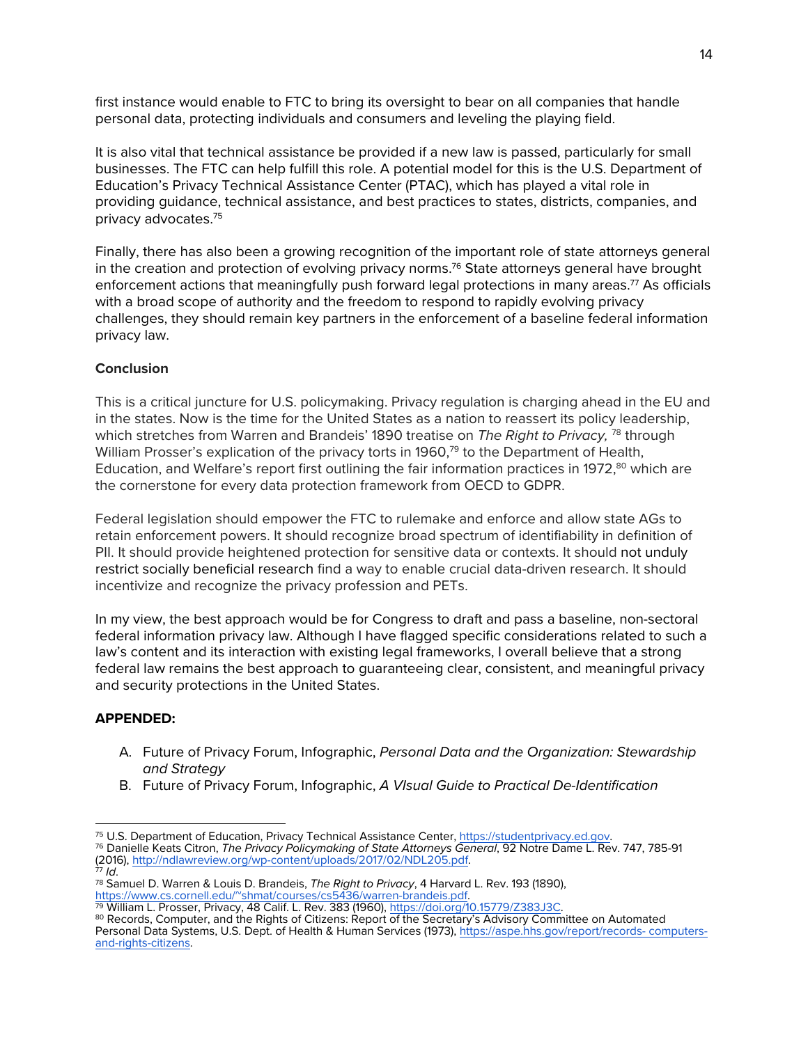first instance would enable to FTC to bring its oversight to bear on all companies that handle personal data, protecting individuals and consumers and leveling the playing field.

It is also vital that technical assistance be provided if a new law is passed, particularly for small businesses. The FTC can help fulfill this role. A potential model for this is the U.S. Department of Education's Privacy Technical Assistance Center (PTAC), which has played a vital role in providing guidance, technical assistance, and best practices to states, districts, companies, and privacy advocates.[75]

Finally, there has also been a growing recognition of the important role of state attorneys general in the creation and protection of evolving privacy norms.[76] State attorneys general have brought enforcement actions that meaningfully push forward legal protections in many areas.[77] As officials with a broad scope of authority and the freedom to respond to rapidly evolving privacy challenges, they should remain key partners in the enforcement of a baseline federal information privacy law.

**Conclusion**

This is a critical juncture for U.S. policymaking. Privacy regulation is charging ahead in the EU and in the states. Now is the time for the United States as a nation to reassert its policy leadership, which stretches from Warren and Brandeis' 1890 treatise on *The Right to Privacy,* [78] through William Prosser's explication of the privacy torts in 1960,[79] to the Department of Health, Education, and Welfare's report first outlining the fair information practices in 1972,[80] which are the cornerstone for every data protection framework from OECD to GDPR.

Federal legislation should empower the FTC to rulemake and enforce and allow state AGs to retain enforcement powers. It should recognize broad spectrum of identifiability in definition of PII. It should provide heightened protection for sensitive data or contexts. It should not unduly restrict socially beneficial research find a way to enable crucial data-driven research. It should incentivize and recognize the privacy profession and PETs.

In my view, the best approach would be for Congress to draft and pass a baseline, non-sectoral federal information privacy law. Although I have flagged specific considerations related to such a law's content and its interaction with existing legal frameworks, I overall believe that a strong federal law remains the best approach to guaranteeing clear, consistent, and meaningful privacy and security protections in the United States.

**APPENDED:**

A. Future of Privacy Forum, Infographic, *Personal Data and the Organization: Stewardship and Strategy*
B. Future of Privacy Forum, Infographic, *A VIsual Guide to Practical De-Identification*

---

[75] U.S. Department of Education, Privacy Technical Assistance Center, https://studentprivacy.ed.gov.
[76] Danielle Keats Citron, *The Privacy Policymaking of State Attorneys General*, 92 Notre Dame L. Rev. 747, 785-91 (2016), http://ndlawreview.org/wp-content/uploads/2017/02/NDL205.pdf.
[77] *Id*.
[78] Samuel D. Warren & Louis D. Brandeis, *The Right to Privacy*, 4 Harvard L. Rev. 193 (1890), https://www.cs.cornell.edu/~shmat/courses/cs5436/warren-brandeis.pdf.
[79] William L. Prosser, Privacy, 48 Calif. L. Rev. 383 (1960), https://doi.org/10.15779/Z383J3C.
[80] Records, Computer, and the Rights of Citizens: Report of the Secretary's Advisory Committee on Automated Personal Data Systems, U.S. Dept. of Health & Human Services (1973), https://aspe.hhs.gov/report/records- computers-and-rights-citizens.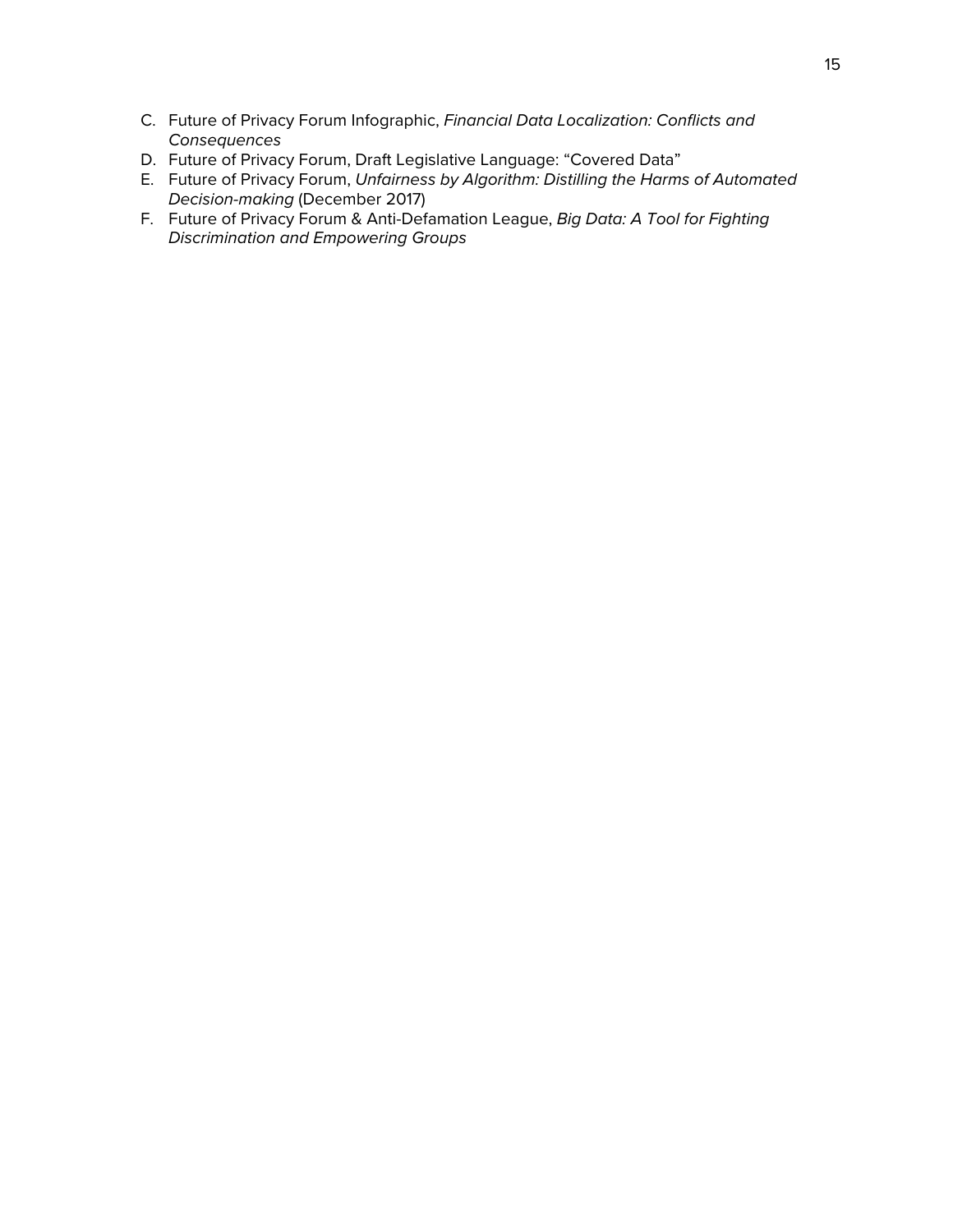C. Future of Privacy Forum Infographic, *Financial Data Localization: Conflicts and Consequences*
D. Future of Privacy Forum, Draft Legislative Language: "Covered Data"
E. Future of Privacy Forum, *Unfairness by Algorithm: Distilling the Harms of Automated Decision-making* (December 2017)
F. Future of Privacy Forum & Anti-Defamation League, *Big Data: A Tool for Fighting Discrimination and Empowering Groups*